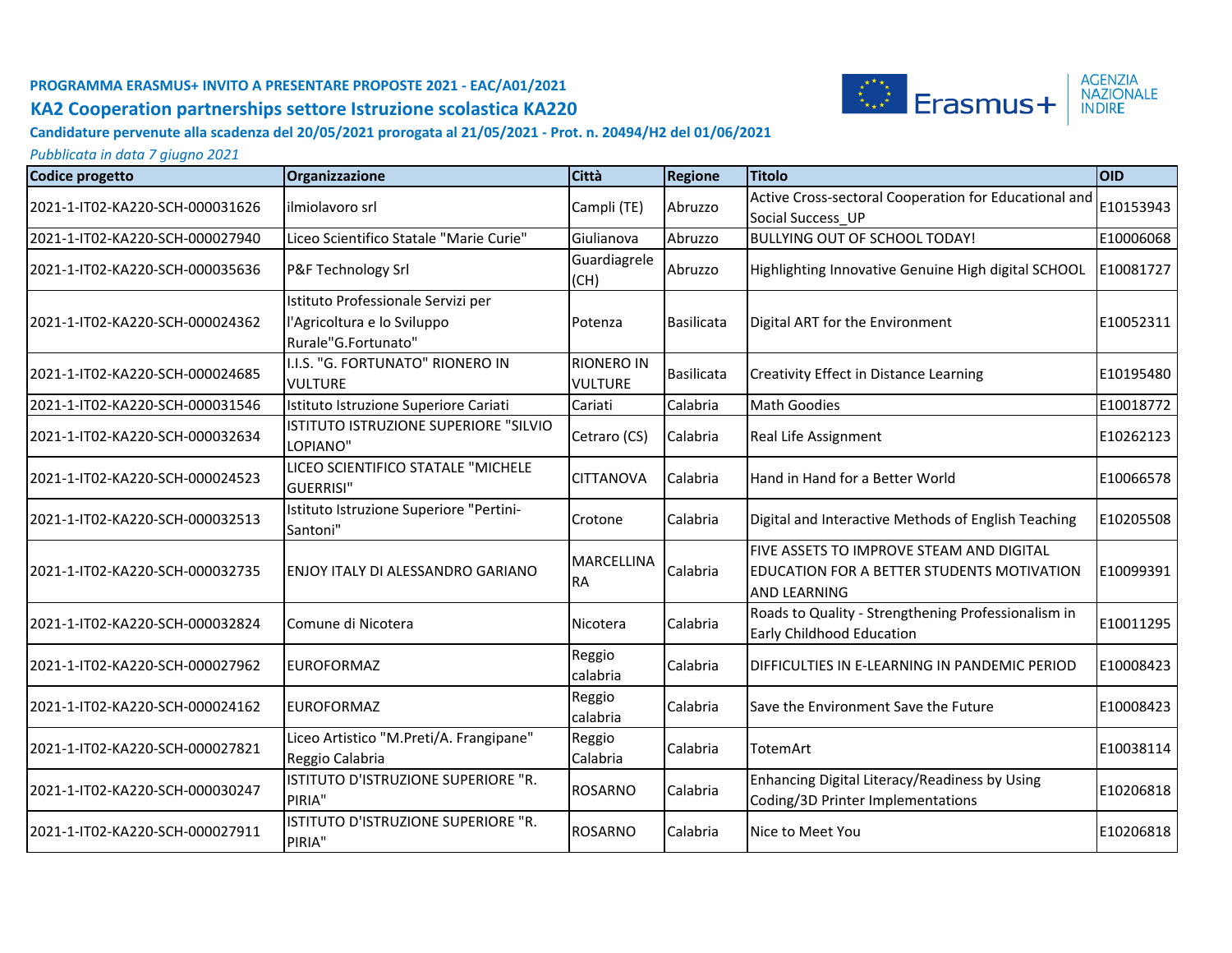**PROGRAMMA ERASMUS+ INVITO A PRESENTARE PROPOSTE 2021 - EAC/A01/2021**

## KA2 Cooperation partnerships settore Istruzione scolastica KA220

**Candidature pervenute alla scadenza del 20/05/2021 prorogata al 21/05/2021 - Prot. n. 20494/H2 del 01/06/2021**

*Pubblicata in data 7 giugno 2021*

| Codice progetto | Organizzazione | Città | Regione | Titolo | OID |
|---|---|---|---|---|---|
| 2021-1-IT02-KA220-SCH-000031626 | ilmiolavoro srl | Campli (TE) | Abruzzo | Active Cross-sectoral Cooperation for Educational and Social Success_UP | E10153943 |
| 2021-1-IT02-KA220-SCH-000027940 | Liceo Scientifico Statale "Marie Curie" | Giulianova | Abruzzo | BULLYING OUT OF SCHOOL TODAY! | E10006068 |
| 2021-1-IT02-KA220-SCH-000035636 | P&F Technology Srl | Guardiagrele (CH) | Abruzzo | Highlighting Innovative Genuine High digital SCHOOL | E10081727 |
| 2021-1-IT02-KA220-SCH-000024362 | Istituto Professionale Servizi per l'Agricoltura e lo Sviluppo Rurale"G.Fortunato" | Potenza | Basilicata | Digital ART for the Environment | E10052311 |
| 2021-1-IT02-KA220-SCH-000024685 | I.I.S. "G. FORTUNATO" RIONERO IN VULTURE | RIONERO IN VULTURE | Basilicata | Creativity Effect in Distance Learning | E10195480 |
| 2021-1-IT02-KA220-SCH-000031546 | Istituto Istruzione Superiore Cariati | Cariati | Calabria | Math Goodies | E10018772 |
| 2021-1-IT02-KA220-SCH-000032634 | ISTITUTO ISTRUZIONE SUPERIORE "SILVIO LOPIANO" | Cetraro (CS) | Calabria | Real Life Assignment | E10262123 |
| 2021-1-IT02-KA220-SCH-000024523 | LICEO SCIENTIFICO STATALE "MICHELE GUERRISI" | CITTANOVA | Calabria | Hand in Hand for a Better World | E10066578 |
| 2021-1-IT02-KA220-SCH-000032513 | Istituto Istruzione Superiore "Pertini-Santoni" | Crotone | Calabria | Digital and Interactive Methods of English Teaching | E10205508 |
| 2021-1-IT02-KA220-SCH-000032735 | ENJOY ITALY DI ALESSANDRO GARIANO | MARCELLINA RA | Calabria | FIVE ASSETS TO IMPROVE STEAM AND DIGITAL EDUCATION FOR A BETTER STUDENTS MOTIVATION AND LEARNING | E10099391 |
| 2021-1-IT02-KA220-SCH-000032824 | Comune di Nicotera | Nicotera | Calabria | Roads to Quality - Strengthening Professionalism in Early Childhood Education | E10011295 |
| 2021-1-IT02-KA220-SCH-000027962 | EUROFORMAZ | Reggio calabria | Calabria | DIFFICULTIES IN E-LEARNING IN PANDEMIC PERIOD | E10008423 |
| 2021-1-IT02-KA220-SCH-000024162 | EUROFORMAZ | Reggio calabria | Calabria | Save the Environment Save the Future | E10008423 |
| 2021-1-IT02-KA220-SCH-000027821 | Liceo Artistico "M.Preti/A. Frangipane" Reggio Calabria | Reggio Calabria | Calabria | TotemArt | E10038114 |
| 2021-1-IT02-KA220-SCH-000030247 | ISTITUTO D'ISTRUZIONE SUPERIORE "R. PIRIA" | ROSARNO | Calabria | Enhancing Digital Literacy/Readiness by Using Coding/3D Printer Implementations | E10206818 |
| 2021-1-IT02-KA220-SCH-000027911 | ISTITUTO D'ISTRUZIONE SUPERIORE "R. PIRIA" | ROSARNO | Calabria | Nice to Meet You | E10206818 |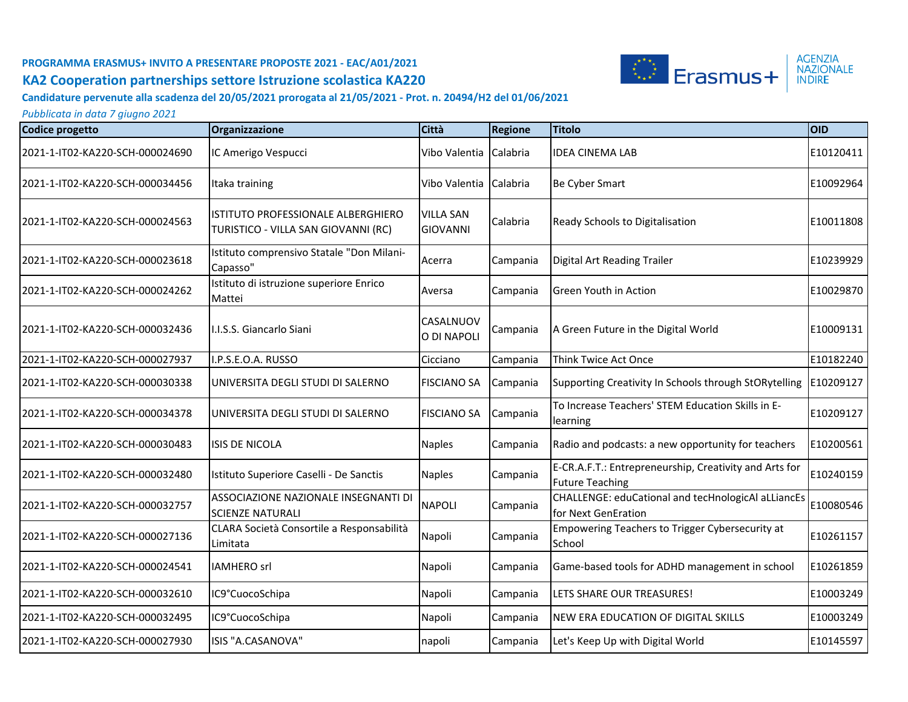**PROGRAMMA ERASMUS+ INVITO A PRESENTARE PROPOSTE 2021 - EAC/A01/2021**

## KA2 Cooperation partnerships settore Istruzione scolastica KA220

**Candidature pervenute alla scadenza del 20/05/2021 prorogata al 21/05/2021 - Prot. n. 20494/H2 del 01/06/2021**

*Pubblicata in data 7 giugno 2021*

| Codice progetto | Organizzazione | Città | Regione | Titolo | OID |
|---|---|---|---|---|---|
| 2021-1-IT02-KA220-SCH-000024690 | IC Amerigo Vespucci | Vibo Valentia | Calabria | IDEA CINEMA LAB | E10120411 |
| 2021-1-IT02-KA220-SCH-000034456 | Itaka training | Vibo Valentia | Calabria | Be Cyber Smart | E10092964 |
| 2021-1-IT02-KA220-SCH-000024563 | ISTITUTO PROFESSIONALE ALBERGHIERO TURISTICO - VILLA SAN GIOVANNI (RC) | VILLA SAN GIOVANNI | Calabria | Ready Schools to Digitalisation | E10011808 |
| 2021-1-IT02-KA220-SCH-000023618 | Istituto comprensivo Statale "Don Milani-Capasso" | Acerra | Campania | Digital Art Reading Trailer | E10239929 |
| 2021-1-IT02-KA220-SCH-000024262 | Istituto di istruzione superiore Enrico Mattei | Aversa | Campania | Green Youth in Action | E10029870 |
| 2021-1-IT02-KA220-SCH-000032436 | I.I.S.S. Giancarlo Siani | CASALNUOVO DI NAPOLI | Campania | A Green Future in the Digital World | E10009131 |
| 2021-1-IT02-KA220-SCH-000027937 | I.P.S.E.O.A. RUSSO | Cicciano | Campania | Think Twice Act Once | E10182240 |
| 2021-1-IT02-KA220-SCH-000030338 | UNIVERSITA DEGLI STUDI DI SALERNO | FISCIANO SA | Campania | Supporting Creativity In Schools through StORytelling | E10209127 |
| 2021-1-IT02-KA220-SCH-000034378 | UNIVERSITA DEGLI STUDI DI SALERNO | FISCIANO SA | Campania | To Increase Teachers' STEM Education Skills in E-learning | E10209127 |
| 2021-1-IT02-KA220-SCH-000030483 | ISIS DE NICOLA | Naples | Campania | Radio and podcasts: a new opportunity for teachers | E10200561 |
| 2021-1-IT02-KA220-SCH-000032480 | Istituto Superiore Caselli - De Sanctis | Naples | Campania | E-CR.A.F.T.: Entrepreneurship, Creativity and Arts for Future Teaching | E10240159 |
| 2021-1-IT02-KA220-SCH-000032757 | ASSOCIAZIONE NAZIONALE INSEGNANTI DI SCIENZE NATURALI | NAPOLI | Campania | CHALLENGE: eduCational and tecHnologicAl aLLiancEs for Next GenEration | E10080546 |
| 2021-1-IT02-KA220-SCH-000027136 | CLARA Società Consortile a Responsabilità Limitata | Napoli | Campania | Empowering Teachers to Trigger Cybersecurity at School | E10261157 |
| 2021-1-IT02-KA220-SCH-000024541 | IAMHERO srl | Napoli | Campania | Game-based tools for ADHD management in school | E10261859 |
| 2021-1-IT02-KA220-SCH-000032610 | IC9°CuocoSchipa | Napoli | Campania | LETS SHARE OUR TREASURES! | E10003249 |
| 2021-1-IT02-KA220-SCH-000032495 | IC9°CuocoSchipa | Napoli | Campania | NEW ERA EDUCATION OF DIGITAL SKILLS | E10003249 |
| 2021-1-IT02-KA220-SCH-000027930 | ISIS "A.CASANOVA" | napoli | Campania | Let's Keep Up with Digital World | E10145597 |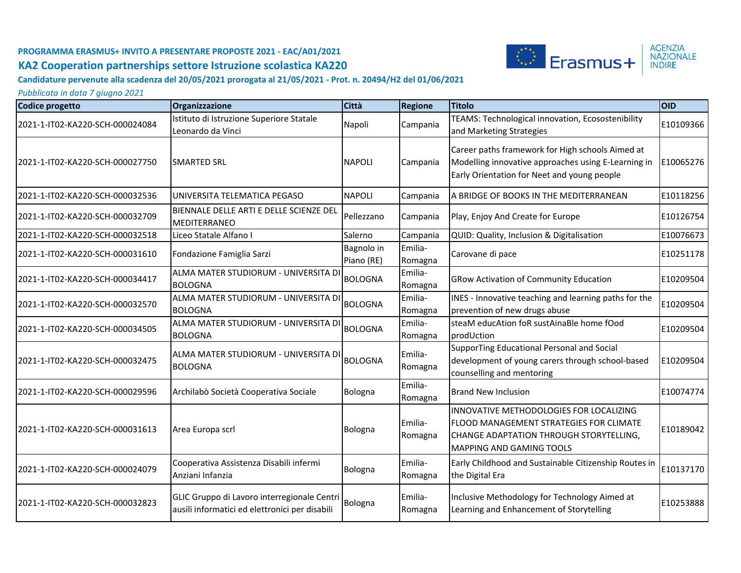**PROGRAMMA ERASMUS+ INVITO A PRESENTARE PROPOSTE 2021 - EAC/A01/2021**

## KA2 Cooperation partnerships settore Istruzione scolastica KA220

**Candidature pervenute alla scadenza del 20/05/2021 prorogata al 21/05/2021 - Prot. n. 20494/H2 del 01/06/2021**

*Pubblicata in data 7 giugno 2021*

| Codice progetto | Organizzazione | Città | Regione | Titolo | OID |
|---|---|---|---|---|---|
| 2021-1-IT02-KA220-SCH-000024084 | Istituto di Istruzione Superiore Statale Leonardo da Vinci | Napoli | Campania | TEAMS: Technological innovation, Ecosostenibility and Marketing Strategies | E10109366 |
| 2021-1-IT02-KA220-SCH-000027750 | SMARTED SRL | NAPOLI | Campania | Career paths framework for High schools Aimed at Modelling innovative approaches using E-Learning in Early Orientation for Neet and young people | E10065276 |
| 2021-1-IT02-KA220-SCH-000032536 | UNIVERSITA TELEMATICA PEGASO | NAPOLI | Campania | A BRIDGE OF BOOKS IN THE MEDITERRANEAN | E10118256 |
| 2021-1-IT02-KA220-SCH-000032709 | BIENNALE DELLE ARTI E DELLE SCIENZE DEL MEDITERRANEO | Pellezzano | Campania | Play, Enjoy And Create for Europe | E10126754 |
| 2021-1-IT02-KA220-SCH-000032518 | Liceo Statale Alfano I | Salerno | Campania | QUID: Quality, Inclusion & Digitalisation | E10076673 |
| 2021-1-IT02-KA220-SCH-000031610 | Fondazione Famiglia Sarzi | Bagnolo in Piano (RE) | Emilia-Romagna | Carovane di pace | E10251178 |
| 2021-1-IT02-KA220-SCH-000034417 | ALMA MATER STUDIORUM - UNIVERSITA DI BOLOGNA | BOLOGNA | Emilia-Romagna | GRow Activation of Community Education | E10209504 |
| 2021-1-IT02-KA220-SCH-000032570 | ALMA MATER STUDIORUM - UNIVERSITA DI BOLOGNA | BOLOGNA | Emilia-Romagna | INES - Innovative teaching and learning paths for the prevention of new drugs abuse | E10209504 |
| 2021-1-IT02-KA220-SCH-000034505 | ALMA MATER STUDIORUM - UNIVERSITA DI BOLOGNA | BOLOGNA | Emilia-Romagna | steaM educAtion foR sustAinaBle home fOod prodUction | E10209504 |
| 2021-1-IT02-KA220-SCH-000032475 | ALMA MATER STUDIORUM - UNIVERSITA DI BOLOGNA | BOLOGNA | Emilia-Romagna | SupporTing Educational Personal and Social development of young carers through school-based counselling and mentoring | E10209504 |
| 2021-1-IT02-KA220-SCH-000029596 | Archilabò Società Cooperativa Sociale | Bologna | Emilia-Romagna | Brand New Inclusion | E10074774 |
| 2021-1-IT02-KA220-SCH-000031613 | Area Europa scrl | Bologna | Emilia-Romagna | INNOVATIVE METHODOLOGIES FOR LOCALIZING FLOOD MANAGEMENT STRATEGIES FOR CLIMATE CHANGE ADAPTATION THROUGH STORYTELLING, MAPPING AND GAMING TOOLS | E10189042 |
| 2021-1-IT02-KA220-SCH-000024079 | Cooperativa Assistenza Disabili infermi Anziani Infanzia | Bologna | Emilia-Romagna | Early Childhood and Sustainable Citizenship Routes in the Digital Era | E10137170 |
| 2021-1-IT02-KA220-SCH-000032823 | GLIC Gruppo di Lavoro interregionale Centri ausili informatici ed elettronici per disabili | Bologna | Emilia-Romagna | Inclusive Methodology for Technology Aimed at Learning and Enhancement of Storytelling | E10253888 |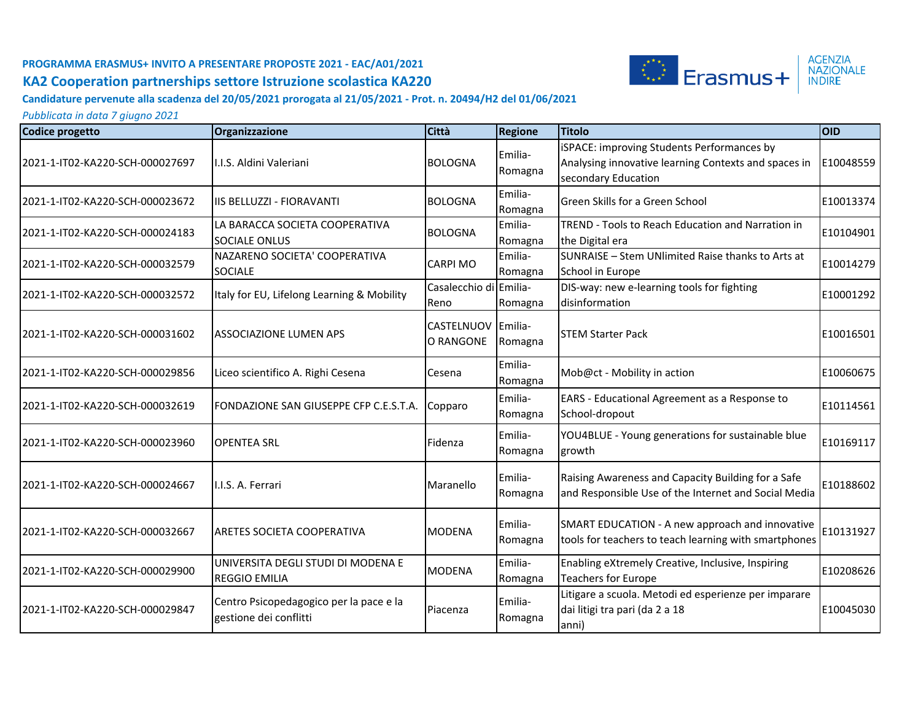**PROGRAMMA ERASMUS+ INVITO A PRESENTARE PROPOSTE 2021 - EAC/A01/2021**

## KA2 Cooperation partnerships settore Istruzione scolastica KA220

**Candidature pervenute alla scadenza del 20/05/2021 prorogata al 21/05/2021 - Prot. n. 20494/H2 del 01/06/2021**

*Pubblicata in data 7 giugno 2021*

| Codice progetto | Organizzazione | Città | Regione | Titolo | OID |
|---|---|---|---|---|---|
| 2021-1-IT02-KA220-SCH-000027697 | I.I.S. Aldini Valeriani | BOLOGNA | Emilia-Romagna | iSPACE: improving Students Performances by Analysing innovative learning Contexts and spaces in secondary Education | E10048559 |
| 2021-1-IT02-KA220-SCH-000023672 | IIS BELLUZZI - FIORAVANTI | BOLOGNA | Emilia-Romagna | Green Skills for a Green School | E10013374 |
| 2021-1-IT02-KA220-SCH-000024183 | LA BARACCA SOCIETA COOPERATIVA SOCIALE ONLUS | BOLOGNA | Emilia-Romagna | TREND - Tools to Reach Education and Narration in the Digital era | E10104901 |
| 2021-1-IT02-KA220-SCH-000032579 | NAZARENO SOCIETA' COOPERATIVA SOCIALE | CARPI MO | Emilia-Romagna | SUNRAISE – Stem UNlimited Raise thanks to Arts at School in Europe | E10014279 |
| 2021-1-IT02-KA220-SCH-000032572 | Italy for EU, Lifelong Learning & Mobility | Casalecchio di Reno | Emilia-Romagna | DIS-way: new e-learning tools for fighting disinformation | E10001292 |
| 2021-1-IT02-KA220-SCH-000031602 | ASSOCIAZIONE LUMEN APS | CASTELNUOVO RANGONE | Emilia-Romagna | STEM Starter Pack | E10016501 |
| 2021-1-IT02-KA220-SCH-000029856 | Liceo scientifico A. Righi Cesena | Cesena | Emilia-Romagna | Mob@ct - Mobility in action | E10060675 |
| 2021-1-IT02-KA220-SCH-000032619 | FONDAZIONE SAN GIUSEPPE CFP C.E.S.T.A. | Copparo | Emilia-Romagna | EARS - Educational Agreement as a Response to School-dropout | E10114561 |
| 2021-1-IT02-KA220-SCH-000023960 | OPENTEA SRL | Fidenza | Emilia-Romagna | YOU4BLUE - Young generations for sustainable blue growth | E10169117 |
| 2021-1-IT02-KA220-SCH-000024667 | I.I.S. A. Ferrari | Maranello | Emilia-Romagna | Raising Awareness and Capacity Building for a Safe and Responsible Use of the Internet and Social Media | E10188602 |
| 2021-1-IT02-KA220-SCH-000032667 | ARETES SOCIETA COOPERATIVA | MODENA | Emilia-Romagna | SMART EDUCATION - A new approach and innovative tools for teachers to teach learning with smartphones | E10131927 |
| 2021-1-IT02-KA220-SCH-000029900 | UNIVERSITA DEGLI STUDI DI MODENA E REGGIO EMILIA | MODENA | Emilia-Romagna | Enabling eXtremely Creative, Inclusive, Inspiring Teachers for Europe | E10208626 |
| 2021-1-IT02-KA220-SCH-000029847 | Centro Psicopedagogico per la pace e la gestione dei conflitti | Piacenza | Emilia-Romagna | Litigare a scuola. Metodi ed esperienze per imparare dai litigi tra pari (da 2 a 18 anni) | E10045030 |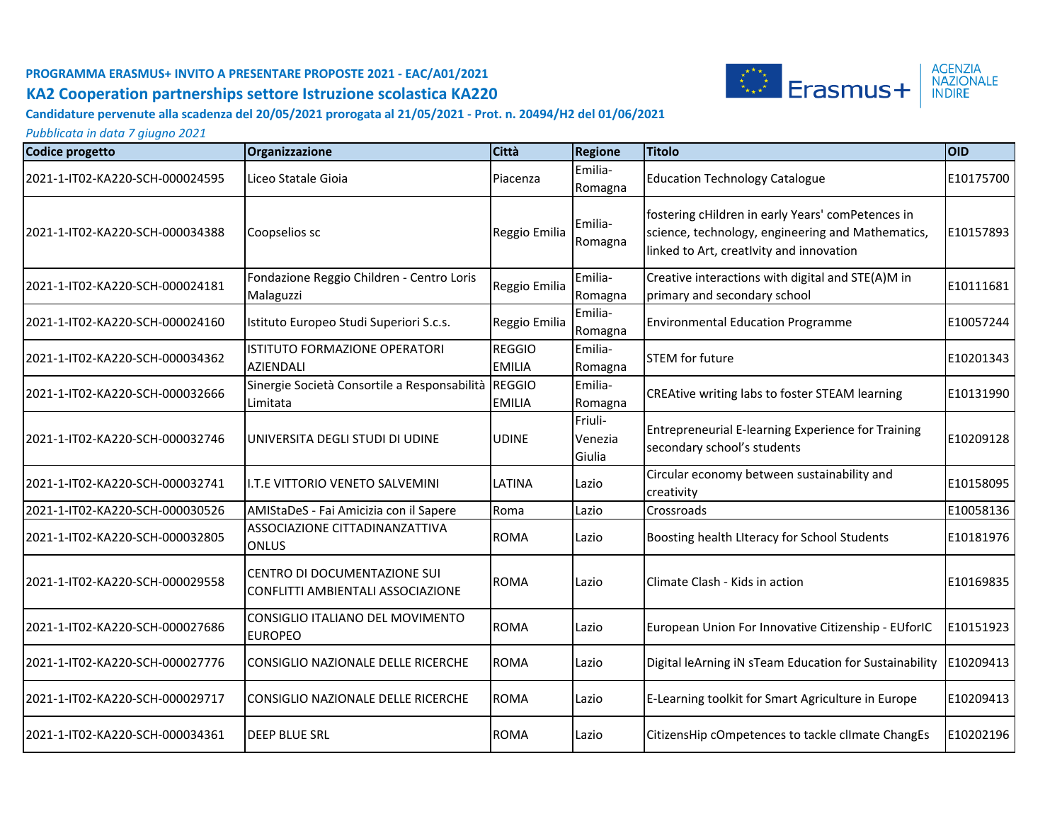**PROGRAMMA ERASMUS+ INVITO A PRESENTARE PROPOSTE 2021 - EAC/A01/2021**

## KA2 Cooperation partnerships settore Istruzione scolastica KA220

**Candidature pervenute alla scadenza del 20/05/2021 prorogata al 21/05/2021 - Prot. n. 20494/H2 del 01/06/2021**

*Pubblicata in data 7 giugno 2021*

| Codice progetto | Organizzazione | Città | Regione | Titolo | OID |
|---|---|---|---|---|---|
| 2021-1-IT02-KA220-SCH-000024595 | Liceo Statale Gioia | Piacenza | Emilia-Romagna | Education Technology Catalogue | E10175700 |
| 2021-1-IT02-KA220-SCH-000034388 | Coopselios sc | Reggio Emilia | Emilia-Romagna | fostering cHildren in early Years' comPetences in science, technology, engineering and Mathematics, linked to Art, creatIvity and innovation | E10157893 |
| 2021-1-IT02-KA220-SCH-000024181 | Fondazione Reggio Children - Centro Loris Malaguzzi | Reggio Emilia | Emilia-Romagna | Creative interactions with digital and STE(A)M in primary and secondary school | E10111681 |
| 2021-1-IT02-KA220-SCH-000024160 | Istituto Europeo Studi Superiori S.c.s. | Reggio Emilia | Emilia-Romagna | Environmental Education Programme | E10057244 |
| 2021-1-IT02-KA220-SCH-000034362 | ISTITUTO FORMAZIONE OPERATORI AZIENDALI | REGGIO EMILIA | Emilia-Romagna | STEM for future | E10201343 |
| 2021-1-IT02-KA220-SCH-000032666 | Sinergie Società Consortile a Responsabilità Limitata | REGGIO EMILIA | Emilia-Romagna | CREAtive writing labs to foster STEAM learning | E10131990 |
| 2021-1-IT02-KA220-SCH-000032746 | UNIVERSITA DEGLI STUDI DI UDINE | UDINE | Friuli-Venezia Giulia | Entrepreneurial E-learning Experience for Training secondary school's students | E10209128 |
| 2021-1-IT02-KA220-SCH-000032741 | I.T.E VITTORIO VENETO SALVEMINI | LATINA | Lazio | Circular economy between sustainability and creativity | E10158095 |
| 2021-1-IT02-KA220-SCH-000030526 | AMIStaDeS - Fai Amicizia con il Sapere | Roma | Lazio | Crossroads | E10058136 |
| 2021-1-IT02-KA220-SCH-000032805 | ASSOCIAZIONE CITTADINANZATTIVA ONLUS | ROMA | Lazio | Boosting health LIteracy for School Students | E10181976 |
| 2021-1-IT02-KA220-SCH-000029558 | CENTRO DI DOCUMENTAZIONE SUI CONFLITTI AMBIENTALI ASSOCIAZIONE | ROMA | Lazio | Climate Clash - Kids in action | E10169835 |
| 2021-1-IT02-KA220-SCH-000027686 | CONSIGLIO ITALIANO DEL MOVIMENTO EUROPEO | ROMA | Lazio | European Union For Innovative Citizenship - EUforIC | E10151923 |
| 2021-1-IT02-KA220-SCH-000027776 | CONSIGLIO NAZIONALE DELLE RICERCHE | ROMA | Lazio | Digital leArning iN sTeam Education for Sustainability | E10209413 |
| 2021-1-IT02-KA220-SCH-000029717 | CONSIGLIO NAZIONALE DELLE RICERCHE | ROMA | Lazio | E-Learning toolkit for Smart Agriculture in Europe | E10209413 |
| 2021-1-IT02-KA220-SCH-000034361 | DEEP BLUE SRL | ROMA | Lazio | CitizensHip cOmpetences to tackle clImate ChangEs | E10202196 |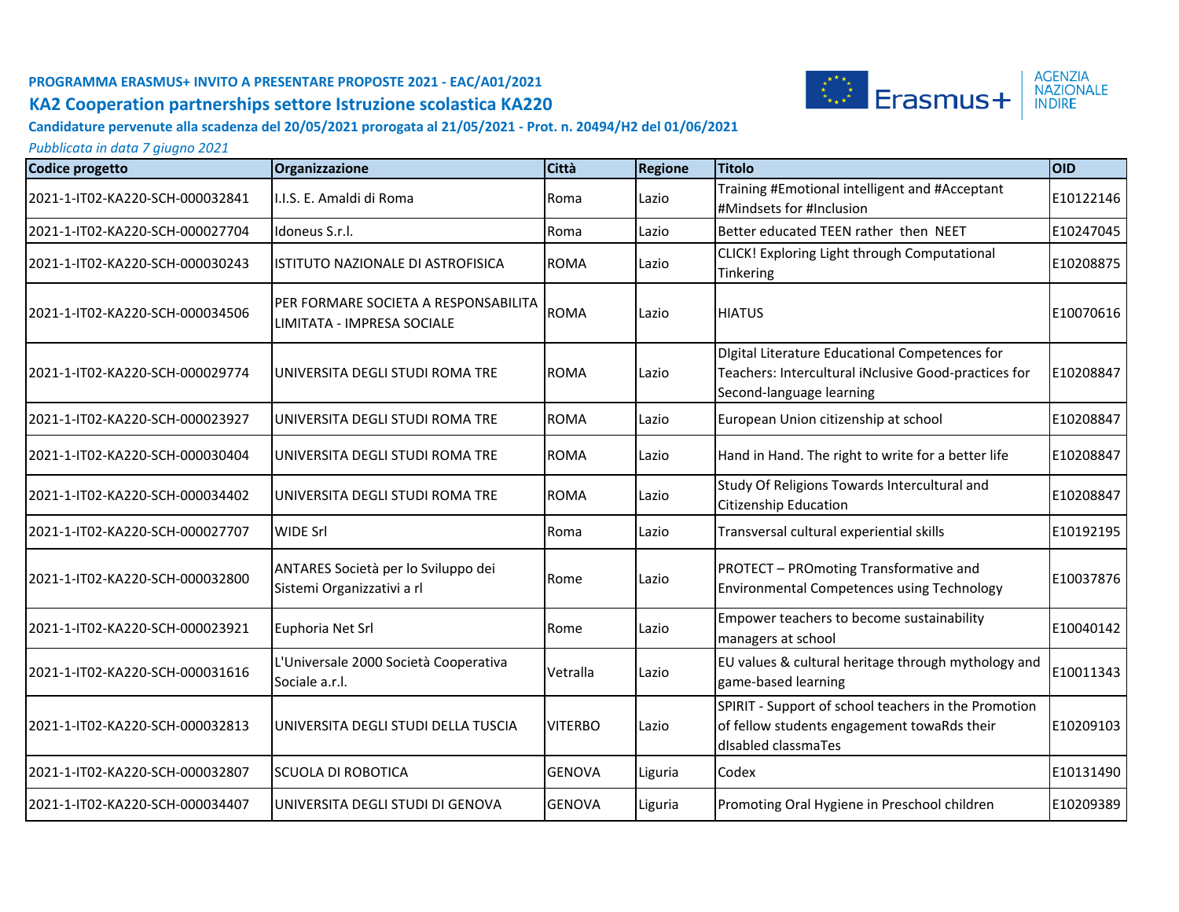**PROGRAMMA ERASMUS+ INVITO A PRESENTARE PROPOSTE 2021 - EAC/A01/2021**

## KA2 Cooperation partnerships settore Istruzione scolastica KA220

**Candidature pervenute alla scadenza del 20/05/2021 prorogata al 21/05/2021 - Prot. n. 20494/H2 del 01/06/2021**

*Pubblicata in data 7 giugno 2021*

| Codice progetto | Organizzazione | Città | Regione | Titolo | OID |
|---|---|---|---|---|---|
| 2021-1-IT02-KA220-SCH-000032841 | I.I.S. E. Amaldi di Roma | Roma | Lazio | Training #Emotional intelligent and #Acceptant #Mindsets for #Inclusion | E10122146 |
| 2021-1-IT02-KA220-SCH-000027704 | Idoneus S.r.l. | Roma | Lazio | Better educated TEEN rather then NEET | E10247045 |
| 2021-1-IT02-KA220-SCH-000030243 | ISTITUTO NAZIONALE DI ASTROFISICA | ROMA | Lazio | CLICK! Exploring Light through Computational Tinkering | E10208875 |
| 2021-1-IT02-KA220-SCH-000034506 | PER FORMARE SOCIETA A RESPONSABILITA LIMITATA - IMPRESA SOCIALE | ROMA | Lazio | HIATUS | E10070616 |
| 2021-1-IT02-KA220-SCH-000029774 | UNIVERSITA DEGLI STUDI ROMA TRE | ROMA | Lazio | DIgital Literature Educational Competences for Teachers: Intercultural iNclusive Good-practices for Second-language learning | E10208847 |
| 2021-1-IT02-KA220-SCH-000023927 | UNIVERSITA DEGLI STUDI ROMA TRE | ROMA | Lazio | European Union citizenship at school | E10208847 |
| 2021-1-IT02-KA220-SCH-000030404 | UNIVERSITA DEGLI STUDI ROMA TRE | ROMA | Lazio | Hand in Hand. The right to write for a better life | E10208847 |
| 2021-1-IT02-KA220-SCH-000034402 | UNIVERSITA DEGLI STUDI ROMA TRE | ROMA | Lazio | Study Of Religions Towards Intercultural and Citizenship Education | E10208847 |
| 2021-1-IT02-KA220-SCH-000027707 | WIDE Srl | Roma | Lazio | Transversal cultural experiential skills | E10192195 |
| 2021-1-IT02-KA220-SCH-000032800 | ANTARES Società per lo Sviluppo dei Sistemi Organizzativi a rl | Rome | Lazio | PROTECT – PROmoting Transformative and Environmental Competences using Technology | E10037876 |
| 2021-1-IT02-KA220-SCH-000023921 | Euphoria Net Srl | Rome | Lazio | Empower teachers to become sustainability managers at school | E10040142 |
| 2021-1-IT02-KA220-SCH-000031616 | L'Universale 2000 Società Cooperativa Sociale a.r.l. | Vetralla | Lazio | EU values & cultural heritage through mythology and game-based learning | E10011343 |
| 2021-1-IT02-KA220-SCH-000032813 | UNIVERSITA DEGLI STUDI DELLA TUSCIA | VITERBO | Lazio | SPIRIT - Support of school teachers in the Promotion of fellow students engagement towaRds their dIsabled classmaTes | E10209103 |
| 2021-1-IT02-KA220-SCH-000032807 | SCUOLA DI ROBOTICA | GENOVA | Liguria | Codex | E10131490 |
| 2021-1-IT02-KA220-SCH-000034407 | UNIVERSITA DEGLI STUDI DI GENOVA | GENOVA | Liguria | Promoting Oral Hygiene in Preschool children | E10209389 |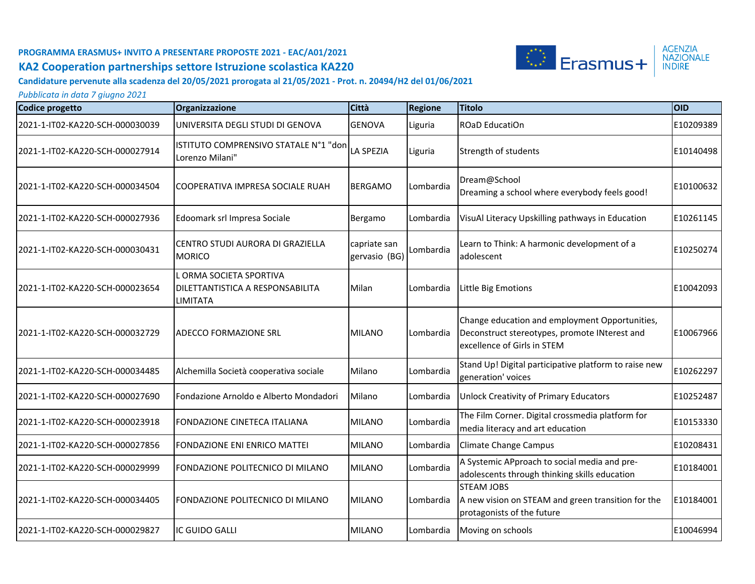**PROGRAMMA ERASMUS+ INVITO A PRESENTARE PROPOSTE 2021 - EAC/A01/2021**

## KA2 Cooperation partnerships settore Istruzione scolastica KA220

**Candidature pervenute alla scadenza del 20/05/2021 prorogata al 21/05/2021 - Prot. n. 20494/H2 del 01/06/2021**

*Pubblicata in data 7 giugno 2021*

| Codice progetto | Organizzazione | Città | Regione | Titolo | OID |
|---|---|---|---|---|---|
| 2021-1-IT02-KA220-SCH-000030039 | UNIVERSITA DEGLI STUDI DI GENOVA | GENOVA | Liguria | ROaD EducatiOn | E10209389 |
| 2021-1-IT02-KA220-SCH-000027914 | ISTITUTO COMPRENSIVO STATALE N°1 "don Lorenzo Milani" | LA SPEZIA | Liguria | Strength of students | E10140498 |
| 2021-1-IT02-KA220-SCH-000034504 | COOPERATIVA IMPRESA SOCIALE RUAH | BERGAMO | Lombardia | Dream@School Dreaming a school where everybody feels good! | E10100632 |
| 2021-1-IT02-KA220-SCH-000027936 | Edoomark srl Impresa Sociale | Bergamo | Lombardia | VisuAl Literacy Upskilling pathways in Education | E10261145 |
| 2021-1-IT02-KA220-SCH-000030431 | CENTRO STUDI AURORA DI GRAZIELLA MORICO | capriate san gervasio (BG) | Lombardia | Learn to Think: A harmonic development of a adolescent | E10250274 |
| 2021-1-IT02-KA220-SCH-000023654 | L ORMA SOCIETA SPORTIVA DILETTANTISTICA A RESPONSABILITA LIMITATA | Milan | Lombardia | Little Big Emotions | E10042093 |
| 2021-1-IT02-KA220-SCH-000032729 | ADECCO FORMAZIONE SRL | MILANO | Lombardia | Change education and employment Opportunities, Deconstruct stereotypes, promote INterest and excellence of Girls in STEM | E10067966 |
| 2021-1-IT02-KA220-SCH-000034485 | Alchemilla Società cooperativa sociale | Milano | Lombardia | Stand Up! Digital participative platform to raise new generation' voices | E10262297 |
| 2021-1-IT02-KA220-SCH-000027690 | Fondazione Arnoldo e Alberto Mondadori | Milano | Lombardia | Unlock Creativity of Primary Educators | E10252487 |
| 2021-1-IT02-KA220-SCH-000023918 | FONDAZIONE CINETECA ITALIANA | MILANO | Lombardia | The Film Corner. Digital crossmedia platform for media literacy and art education | E10153330 |
| 2021-1-IT02-KA220-SCH-000027856 | FONDAZIONE ENI ENRICO MATTEI | MILANO | Lombardia | Climate Change Campus | E10208431 |
| 2021-1-IT02-KA220-SCH-000029999 | FONDAZIONE POLITECNICO DI MILANO | MILANO | Lombardia | A Systemic APproach to social media and pre-adolescents through thinking skills education | E10184001 |
| 2021-1-IT02-KA220-SCH-000034405 | FONDAZIONE POLITECNICO DI MILANO | MILANO | Lombardia | STEAM JOBS A new vision on STEAM and green transition for the protagonists of the future | E10184001 |
| 2021-1-IT02-KA220-SCH-000029827 | IC GUIDO GALLI | MILANO | Lombardia | Moving on schools | E10046994 |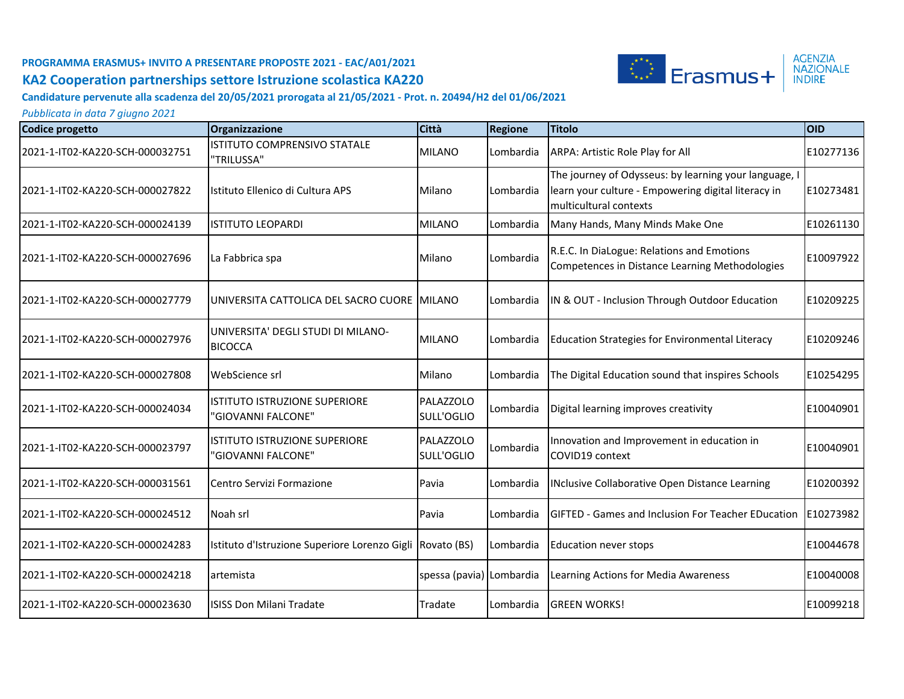**PROGRAMMA ERASMUS+ INVITO A PRESENTARE PROPOSTE 2021 - EAC/A01/2021**

**KA2 Cooperation partnerships settore Istruzione scolastica KA220**

**Candidature pervenute alla scadenza del 20/05/2021 prorogata al 21/05/2021 - Prot. n. 20494/H2 del 01/06/2021**

*Pubblicata in data 7 giugno 2021*

| Codice progetto | Organizzazione | Città | Regione | Titolo | OID |
|---|---|---|---|---|---|
| 2021-1-IT02-KA220-SCH-000032751 | ISTITUTO COMPRENSIVO STATALE "TRILUSSA" | MILANO | Lombardia | ARPA: Artistic Role Play for All | E10277136 |
| 2021-1-IT02-KA220-SCH-000027822 | Istituto Ellenico di Cultura APS | Milano | Lombardia | The journey of Odysseus: by learning your language, I learn your culture - Empowering digital literacy in multicultural contexts | E10273481 |
| 2021-1-IT02-KA220-SCH-000024139 | ISTITUTO LEOPARDI | MILANO | Lombardia | Many Hands, Many Minds Make One | E10261130 |
| 2021-1-IT02-KA220-SCH-000027696 | La Fabbrica spa | Milano | Lombardia | R.E.C. In DiaLogue: Relations and Emotions Competences in Distance Learning Methodologies | E10097922 |
| 2021-1-IT02-KA220-SCH-000027779 | UNIVERSITA CATTOLICA DEL SACRO CUORE | MILANO | Lombardia | IN & OUT - Inclusion Through Outdoor Education | E10209225 |
| 2021-1-IT02-KA220-SCH-000027976 | UNIVERSITA' DEGLI STUDI DI MILANO-BICOCCA | MILANO | Lombardia | Education Strategies for Environmental Literacy | E10209246 |
| 2021-1-IT02-KA220-SCH-000027808 | WebScience srl | Milano | Lombardia | The Digital Education sound that inspires Schools | E10254295 |
| 2021-1-IT02-KA220-SCH-000024034 | ISTITUTO ISTRUZIONE SUPERIORE "GIOVANNI FALCONE" | PALAZZOLO SULL'OGLIO | Lombardia | Digital learning improves creativity | E10040901 |
| 2021-1-IT02-KA220-SCH-000023797 | ISTITUTO ISTRUZIONE SUPERIORE "GIOVANNI FALCONE" | PALAZZOLO SULL'OGLIO | Lombardia | Innovation and Improvement in education in COVID19 context | E10040901 |
| 2021-1-IT02-KA220-SCH-000031561 | Centro Servizi Formazione | Pavia | Lombardia | INclusive Collaborative Open Distance Learning | E10200392 |
| 2021-1-IT02-KA220-SCH-000024512 | Noah srl | Pavia | Lombardia | GIFTED - Games and Inclusion For Teacher EDucation | E10273982 |
| 2021-1-IT02-KA220-SCH-000024283 | Istituto d'Istruzione Superiore Lorenzo Gigli | Rovato (BS) | Lombardia | Education never stops | E10044678 |
| 2021-1-IT02-KA220-SCH-000024218 | artemista | spessa (pavia) | Lombardia | Learning Actions for Media Awareness | E10040008 |
| 2021-1-IT02-KA220-SCH-000023630 | ISISS Don Milani Tradate | Tradate | Lombardia | GREEN WORKS! | E10099218 |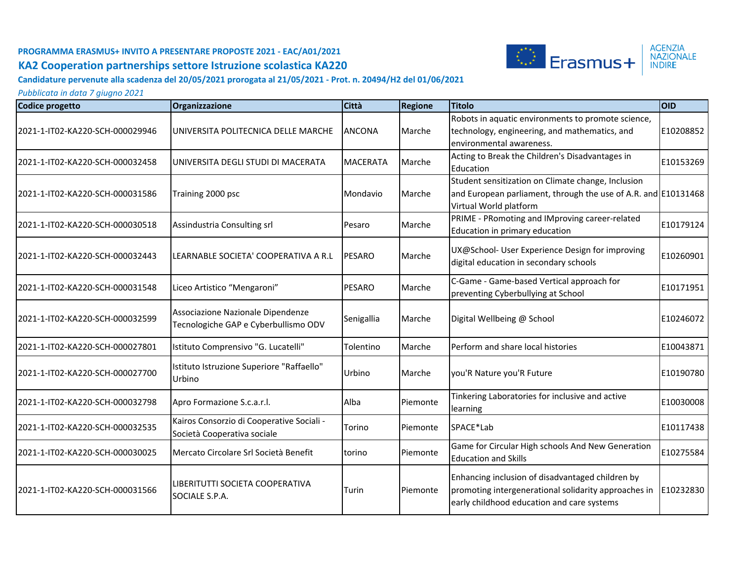**PROGRAMMA ERASMUS+ INVITO A PRESENTARE PROPOSTE 2021 - EAC/A01/2021**

## KA2 Cooperation partnerships settore Istruzione scolastica KA220

**Candidature pervenute alla scadenza del 20/05/2021 prorogata al 21/05/2021 - Prot. n. 20494/H2 del 01/06/2021**

*Pubblicata in data 7 giugno 2021*

| Codice progetto | Organizzazione | Città | Regione | Titolo | OID |
|---|---|---|---|---|---|
| 2021-1-IT02-KA220-SCH-000029946 | UNIVERSITA POLITECNICA DELLE MARCHE | ANCONA | Marche | Robots in aquatic environments to promote science, technology, engineering, and mathematics, and environmental awareness. | E10208852 |
| 2021-1-IT02-KA220-SCH-000032458 | UNIVERSITA DEGLI STUDI DI MACERATA | MACERATA | Marche | Acting to Break the Children's Disadvantages in Education | E10153269 |
| 2021-1-IT02-KA220-SCH-000031586 | Training 2000 psc | Mondavio | Marche | Student sensitization on Climate change, Inclusion and European parliament, through the use of A.R. and Virtual World platform | E10131468 |
| 2021-1-IT02-KA220-SCH-000030518 | Assindustria Consulting srl | Pesaro | Marche | PRIME - PRomoting and IMproving career-related Education in primary education | E10179124 |
| 2021-1-IT02-KA220-SCH-000032443 | LEARNABLE SOCIETA' COOPERATIVA A R.L | PESARO | Marche | UX@School- User Experience Design for improving digital education in secondary schools | E10260901 |
| 2021-1-IT02-KA220-SCH-000031548 | Liceo Artistico “Mengaroni” | PESARO | Marche | C-Game - Game-based Vertical approach for preventing Cyberbullying at School | E10171951 |
| 2021-1-IT02-KA220-SCH-000032599 | Associazione Nazionale Dipendenze Tecnologiche GAP e Cyberbullismo ODV | Senigallia | Marche | Digital Wellbeing @ School | E10246072 |
| 2021-1-IT02-KA220-SCH-000027801 | Istituto Comprensivo "G. Lucatelli" | Tolentino | Marche | Perform and share local histories | E10043871 |
| 2021-1-IT02-KA220-SCH-000027700 | Istituto Istruzione Superiore "Raffaello" Urbino | Urbino | Marche | you'R Nature you'R Future | E10190780 |
| 2021-1-IT02-KA220-SCH-000032798 | Apro Formazione S.c.a.r.l. | Alba | Piemonte | Tinkering Laboratories for inclusive and active learning | E10030008 |
| 2021-1-IT02-KA220-SCH-000032535 | Kairos Consorzio di Cooperative Sociali - Società Cooperativa sociale | Torino | Piemonte | SPACE*Lab | E10117438 |
| 2021-1-IT02-KA220-SCH-000030025 | Mercato Circolare Srl Società Benefit | torino | Piemonte | Game for Circular High schools And New Generation Education and Skills | E10275584 |
| 2021-1-IT02-KA220-SCH-000031566 | LIBERITUTTI SOCIETA COOPERATIVA SOCIALE S.P.A. | Turin | Piemonte | Enhancing inclusion of disadvantaged children by promoting intergenerational solidarity approaches in early childhood education and care systems | E10232830 |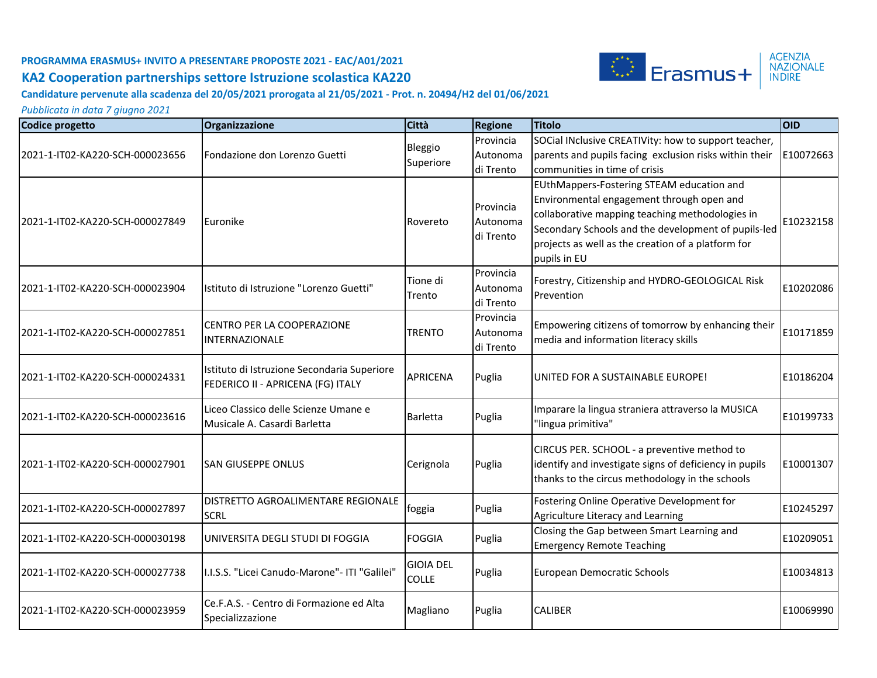**PROGRAMMA ERASMUS+ INVITO A PRESENTARE PROPOSTE 2021 - EAC/A01/2021**

## KA2 Cooperation partnerships settore Istruzione scolastica KA220

**Candidature pervenute alla scadenza del 20/05/2021 prorogata al 21/05/2021 - Prot. n. 20494/H2 del 01/06/2021**

*Pubblicata in data 7 giugno 2021*

| Codice progetto | Organizzazione | Città | Regione | Titolo | OID |
|---|---|---|---|---|---|
| 2021-1-IT02-KA220-SCH-000023656 | Fondazione don Lorenzo Guetti | Bleggio Superiore | Provincia Autonoma di Trento | SOCial INclusive CREATIVity: how to support teacher, parents and pupils facing exclusion risks within their communities in time of crisis | E10072663 |
| 2021-1-IT02-KA220-SCH-000027849 | Euronike | Rovereto | Provincia Autonoma di Trento | EUthMappers-Fostering STEAM education and Environmental engagement through open and collaborative mapping teaching methodologies in Secondary Schools and the development of pupils-led projects as well as the creation of a platform for pupils in EU | E10232158 |
| 2021-1-IT02-KA220-SCH-000023904 | Istituto di Istruzione "Lorenzo Guetti" | Tione di Trento | Provincia Autonoma di Trento | Forestry, Citizenship and HYDRO-GEOLOGICAL Risk Prevention | E10202086 |
| 2021-1-IT02-KA220-SCH-000027851 | CENTRO PER LA COOPERAZIONE INTERNAZIONALE | TRENTO | Provincia Autonoma di Trento | Empowering citizens of tomorrow by enhancing their media and information literacy skills | E10171859 |
| 2021-1-IT02-KA220-SCH-000024331 | Istituto di Istruzione Secondaria Superiore FEDERICO II - APRICENA (FG) ITALY | APRICENA | Puglia | UNITED FOR A SUSTAINABLE EUROPE! | E10186204 |
| 2021-1-IT02-KA220-SCH-000023616 | Liceo Classico delle Scienze Umane e Musicale A. Casardi Barletta | Barletta | Puglia | Imparare la lingua straniera attraverso la MUSICA "lingua primitiva" | E10199733 |
| 2021-1-IT02-KA220-SCH-000027901 | SAN GIUSEPPE ONLUS | Cerignola | Puglia | CIRCUS PER. SCHOOL - a preventive method to identify and investigate signs of deficiency in pupils thanks to the circus methodology in the schools | E10001307 |
| 2021-1-IT02-KA220-SCH-000027897 | DISTRETTO AGROALIMENTARE REGIONALE SCRL | foggia | Puglia | Fostering Online Operative Development for Agriculture Literacy and Learning | E10245297 |
| 2021-1-IT02-KA220-SCH-000030198 | UNIVERSITA DEGLI STUDI DI FOGGIA | FOGGIA | Puglia | Closing the Gap between Smart Learning and Emergency Remote Teaching | E10209051 |
| 2021-1-IT02-KA220-SCH-000027738 | I.I.S.S. "Licei Canudo-Marone"- ITI "Galilei" | GIOIA DEL COLLE | Puglia | European Democratic Schools | E10034813 |
| 2021-1-IT02-KA220-SCH-000023959 | Ce.F.A.S. - Centro di Formazione ed Alta Specializzazione | Magliano | Puglia | CALIBER | E10069990 |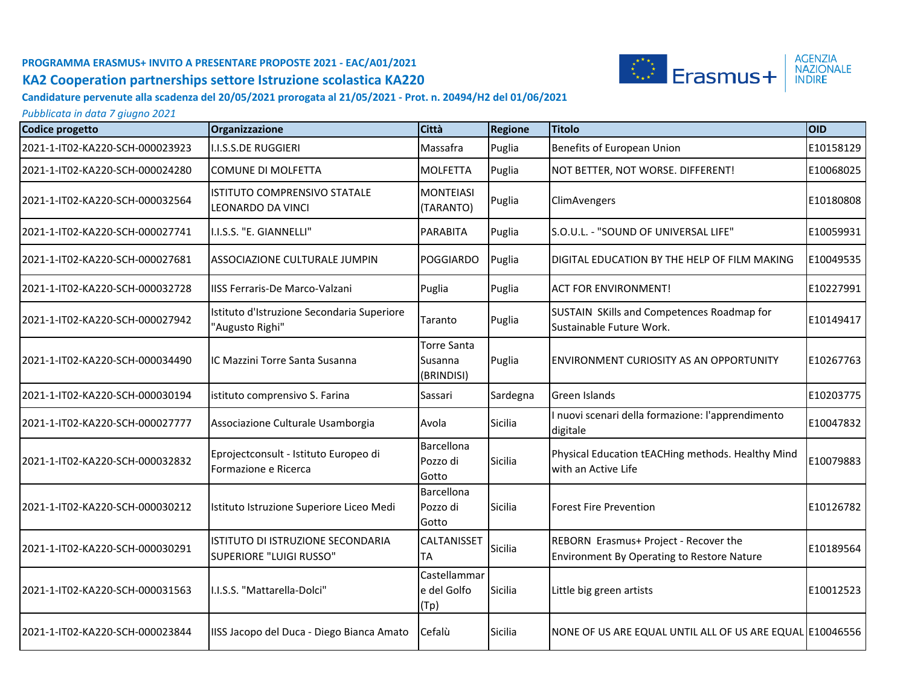**PROGRAMMA ERASMUS+ INVITO A PRESENTARE PROPOSTE 2021 - EAC/A01/2021**

## KA2 Cooperation partnerships settore Istruzione scolastica KA220

**Candidature pervenute alla scadenza del 20/05/2021 prorogata al 21/05/2021 - Prot. n. 20494/H2 del 01/06/2021**

*Pubblicata in data 7 giugno 2021*

| Codice progetto | Organizzazione | Città | Regione | Titolo | OID |
|---|---|---|---|---|---|
| 2021-1-IT02-KA220-SCH-000023923 | I.I.S.S.DE RUGGIERI | Massafra | Puglia | Benefits of European Union | E10158129 |
| 2021-1-IT02-KA220-SCH-000024280 | COMUNE DI MOLFETTA | MOLFETTA | Puglia | NOT BETTER, NOT WORSE. DIFFERENT! | E10068025 |
| 2021-1-IT02-KA220-SCH-000032564 | ISTITUTO COMPRENSIVO STATALE LEONARDO DA VINCI | MONTEIASI (TARANTO) | Puglia | ClimAvengers | E10180808 |
| 2021-1-IT02-KA220-SCH-000027741 | I.I.S.S. "E. GIANNELLI" | PARABITA | Puglia | S.O.U.L. - "SOUND OF UNIVERSAL LIFE" | E10059931 |
| 2021-1-IT02-KA220-SCH-000027681 | ASSOCIAZIONE CULTURALE JUMPIN | POGGIARDO | Puglia | DIGITAL EDUCATION BY THE HELP OF FILM MAKING | E10049535 |
| 2021-1-IT02-KA220-SCH-000032728 | IISS Ferraris-De Marco-Valzani | Puglia | Puglia | ACT FOR ENVIRONMENT! | E10227991 |
| 2021-1-IT02-KA220-SCH-000027942 | Istituto d'Istruzione Secondaria Superiore "Augusto Righi" | Taranto | Puglia | SUSTAIN SKills and Competences Roadmap for Sustainable Future Work. | E10149417 |
| 2021-1-IT02-KA220-SCH-000034490 | IC Mazzini Torre Santa Susanna | Torre Santa Susanna (BRINDISI) | Puglia | ENVIRONMENT CURIOSITY AS AN OPPORTUNITY | E10267763 |
| 2021-1-IT02-KA220-SCH-000030194 | istituto comprensivo S. Farina | Sassari | Sardegna | Green Islands | E10203775 |
| 2021-1-IT02-KA220-SCH-000027777 | Associazione Culturale Usamborgia | Avola | Sicilia | I nuovi scenari della formazione: l'apprendimento digitale | E10047832 |
| 2021-1-IT02-KA220-SCH-000032832 | Eprojectconsult - Istituto Europeo di Formazione e Ricerca | Barcellona Pozzo di Gotto | Sicilia | Physical Education tEACHing methods. Healthy Mind with an Active Life | E10079883 |
| 2021-1-IT02-KA220-SCH-000030212 | Istituto Istruzione Superiore Liceo Medi | Barcellona Pozzo di Gotto | Sicilia | Forest Fire Prevention | E10126782 |
| 2021-1-IT02-KA220-SCH-000030291 | ISTITUTO DI ISTRUZIONE SECONDARIA SUPERIORE "LUIGI RUSSO" | CALTANISSETTA | Sicilia | REBORN Erasmus+ Project - Recover the Environment By Operating to Restore Nature | E10189564 |
| 2021-1-IT02-KA220-SCH-000031563 | I.I.S.S. "Mattarella-Dolci" | Castellammare del Golfo (Tp) | Sicilia | Little big green artists | E10012523 |
| 2021-1-IT02-KA220-SCH-000023844 | IISS Jacopo del Duca - Diego Bianca Amato | Cefalù | Sicilia | NONE OF US ARE EQUAL UNTIL ALL OF US ARE EQUAL | E10046556 |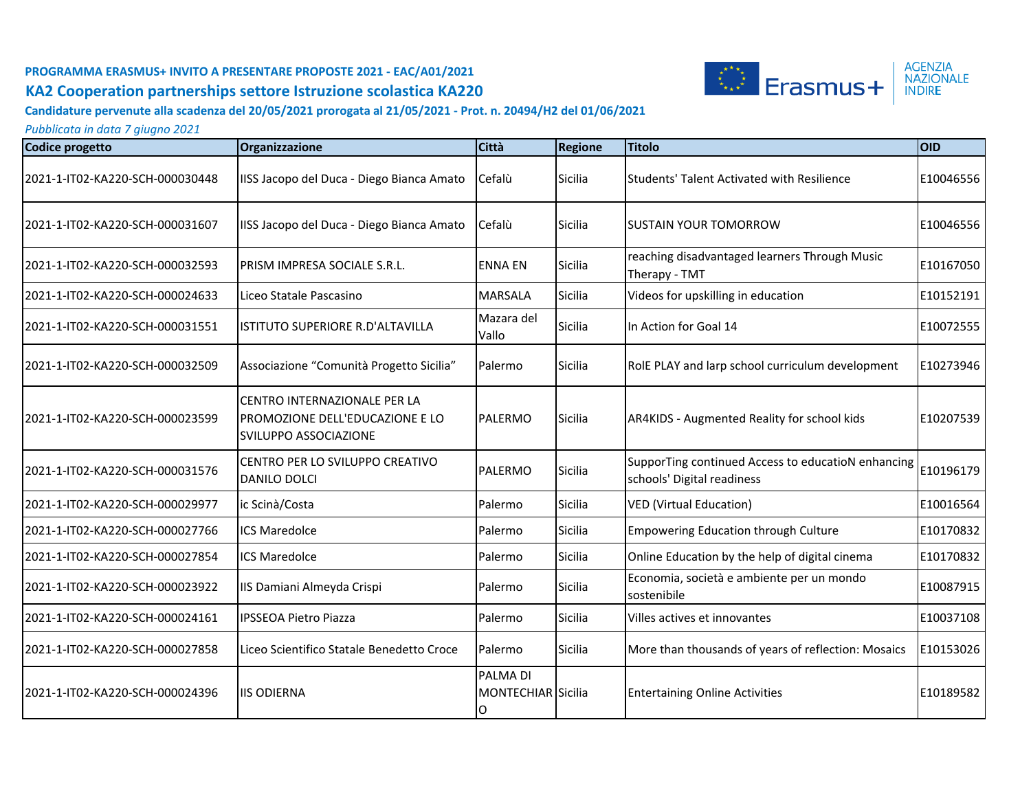**PROGRAMMA ERASMUS+ INVITO A PRESENTARE PROPOSTE 2021 - EAC/A01/2021**

## KA2 Cooperation partnerships settore Istruzione scolastica KA220

**Candidature pervenute alla scadenza del 20/05/2021 prorogata al 21/05/2021 - Prot. n. 20494/H2 del 01/06/2021**

*Pubblicata in data 7 giugno 2021*

| Codice progetto | Organizzazione | Città | Regione | Titolo | OID |
|---|---|---|---|---|---|
| 2021-1-IT02-KA220-SCH-000030448 | IISS Jacopo del Duca - Diego Bianca Amato | Cefalù | Sicilia | Students' Talent Activated with Resilience | E10046556 |
| 2021-1-IT02-KA220-SCH-000031607 | IISS Jacopo del Duca - Diego Bianca Amato | Cefalù | Sicilia | SUSTAIN YOUR TOMORROW | E10046556 |
| 2021-1-IT02-KA220-SCH-000032593 | PRISM IMPRESA SOCIALE S.R.L. | ENNA EN | Sicilia | reaching disadvantaged learners Through Music Therapy - TMT | E10167050 |
| 2021-1-IT02-KA220-SCH-000024633 | Liceo Statale Pascasino | MARSALA | Sicilia | Videos for upskilling in education | E10152191 |
| 2021-1-IT02-KA220-SCH-000031551 | ISTITUTO SUPERIORE R.D'ALTAVILLA | Mazara del Vallo | Sicilia | In Action for Goal 14 | E10072555 |
| 2021-1-IT02-KA220-SCH-000032509 | Associazione “Comunità Progetto Sicilia” | Palermo | Sicilia | RolE PLAY and larp school curriculum development | E10273946 |
| 2021-1-IT02-KA220-SCH-000023599 | CENTRO INTERNAZIONALE PER LA PROMOZIONE DELL'EDUCAZIONE E LO SVILUPPO ASSOCIAZIONE | PALERMO | Sicilia | AR4KIDS - Augmented Reality for school kids | E10207539 |
| 2021-1-IT02-KA220-SCH-000031576 | CENTRO PER LO SVILUPPO CREATIVO DANILO DOLCI | PALERMO | Sicilia | SupporTing continued Access to educatioN enhancing schools' Digital readiness | E10196179 |
| 2021-1-IT02-KA220-SCH-000029977 | ic Scinà/Costa | Palermo | Sicilia | VED (Virtual Education) | E10016564 |
| 2021-1-IT02-KA220-SCH-000027766 | ICS Maredolce | Palermo | Sicilia | Empowering Education through Culture | E10170832 |
| 2021-1-IT02-KA220-SCH-000027854 | ICS Maredolce | Palermo | Sicilia | Online Education by the help of digital cinema | E10170832 |
| 2021-1-IT02-KA220-SCH-000023922 | IIS Damiani Almeyda Crispi | Palermo | Sicilia | Economia, società e ambiente per un mondo sostenibile | E10087915 |
| 2021-1-IT02-KA220-SCH-000024161 | IPSSEOA Pietro Piazza | Palermo | Sicilia | Villes actives et innovantes | E10037108 |
| 2021-1-IT02-KA220-SCH-000027858 | Liceo Scientifico Statale Benedetto Croce | Palermo | Sicilia | More than thousands of years of reflection: Mosaics | E10153026 |
| 2021-1-IT02-KA220-SCH-000024396 | IIS ODIERNA | PALMA DI MONTECHIARO | Sicilia | Entertaining Online Activities | E10189582 |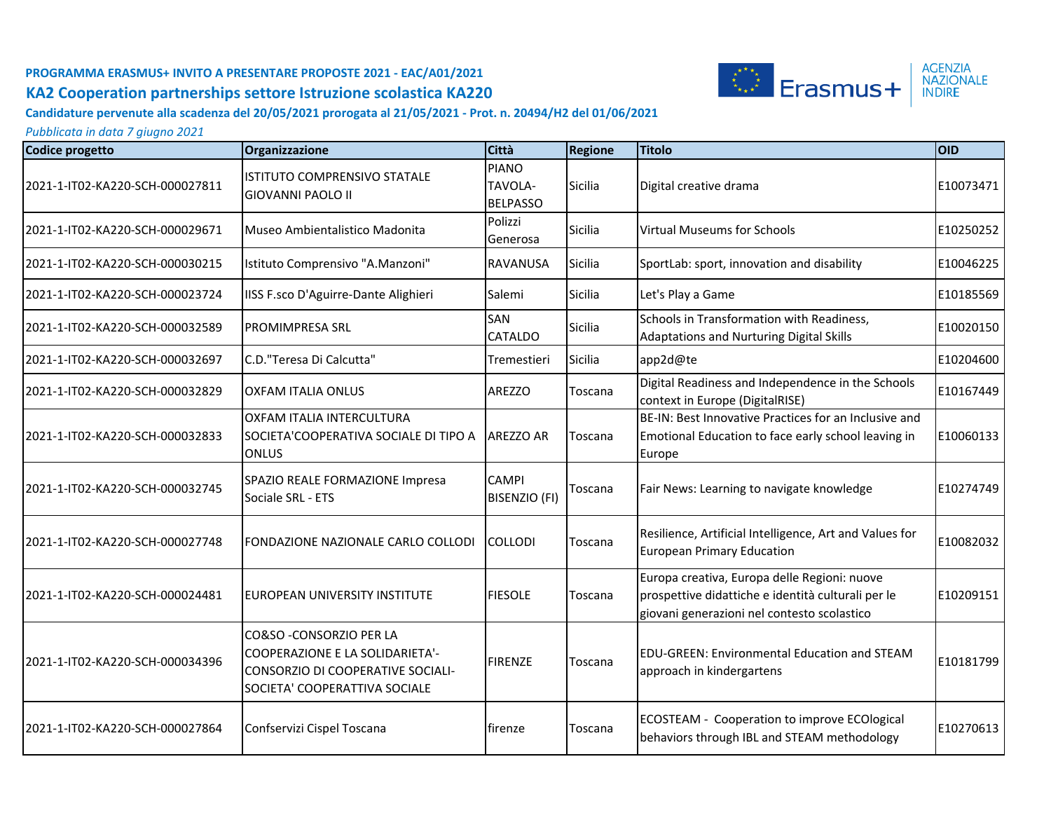**PROGRAMMA ERASMUS+ INVITO A PRESENTARE PROPOSTE 2021 - EAC/A01/2021**

## KA2 Cooperation partnerships settore Istruzione scolastica KA220

**Candidature pervenute alla scadenza del 20/05/2021 prorogata al 21/05/2021 - Prot. n. 20494/H2 del 01/06/2021**

*Pubblicata in data 7 giugno 2021*

| Codice progetto | Organizzazione | Città | Regione | Titolo | OID |
|---|---|---|---|---|---|
| 2021-1-IT02-KA220-SCH-000027811 | ISTITUTO COMPRENSIVO STATALE GIOVANNI PAOLO II | PIANO TAVOLA-BELPASSO | Sicilia | Digital creative drama | E10073471 |
| 2021-1-IT02-KA220-SCH-000029671 | Museo Ambientalistico Madonita | Polizzi Generosa | Sicilia | Virtual Museums for Schools | E10250252 |
| 2021-1-IT02-KA220-SCH-000030215 | Istituto Comprensivo "A.Manzoni" | RAVANUSA | Sicilia | SportLab: sport, innovation and disability | E10046225 |
| 2021-1-IT02-KA220-SCH-000023724 | IISS F.sco D'Aguirre-Dante Alighieri | Salemi | Sicilia | Let's Play a Game | E10185569 |
| 2021-1-IT02-KA220-SCH-000032589 | PROMIMPRESA SRL | SAN CATALDO | Sicilia | Schools in Transformation with Readiness, Adaptations and Nurturing Digital Skills | E10020150 |
| 2021-1-IT02-KA220-SCH-000032697 | C.D."Teresa Di Calcutta" | Tremestieri | Sicilia | app2d@te | E10204600 |
| 2021-1-IT02-KA220-SCH-000032829 | OXFAM ITALIA ONLUS | AREZZO | Toscana | Digital Readiness and Independence in the Schools context in Europe (DigitalRISE) | E10167449 |
| 2021-1-IT02-KA220-SCH-000032833 | OXFAM ITALIA INTERCULTURA SOCIETA'COOPERATIVA SOCIALE DI TIPO A ONLUS | AREZZO AR | Toscana | BE-IN: Best Innovative Practices for an Inclusive and Emotional Education to face early school leaving in Europe | E10060133 |
| 2021-1-IT02-KA220-SCH-000032745 | SPAZIO REALE FORMAZIONE Impresa Sociale SRL - ETS | CAMPI BISENZIO (FI) | Toscana | Fair News: Learning to navigate knowledge | E10274749 |
| 2021-1-IT02-KA220-SCH-000027748 | FONDAZIONE NAZIONALE CARLO COLLODI | COLLODI | Toscana | Resilience, Artificial Intelligence, Art and Values for European Primary Education | E10082032 |
| 2021-1-IT02-KA220-SCH-000024481 | EUROPEAN UNIVERSITY INSTITUTE | FIESOLE | Toscana | Europa creativa, Europa delle Regioni: nuove prospettive didattiche e identità culturali per le giovani generazioni nel contesto scolastico | E10209151 |
| 2021-1-IT02-KA220-SCH-000034396 | CO&SO -CONSORZIO PER LA COOPERAZIONE E LA SOLIDARIETA'-CONSORZIO DI COOPERATIVE SOCIALI-SOCIETA' COOPERATTIVA SOCIALE | FIRENZE | Toscana | EDU-GREEN: Environmental Education and STEAM approach in kindergartens | E10181799 |
| 2021-1-IT02-KA220-SCH-000027864 | Confservizi Cispel Toscana | firenze | Toscana | ECOSTEAM - Cooperation to improve ECOlogical behaviors through IBL and STEAM methodology | E10270613 |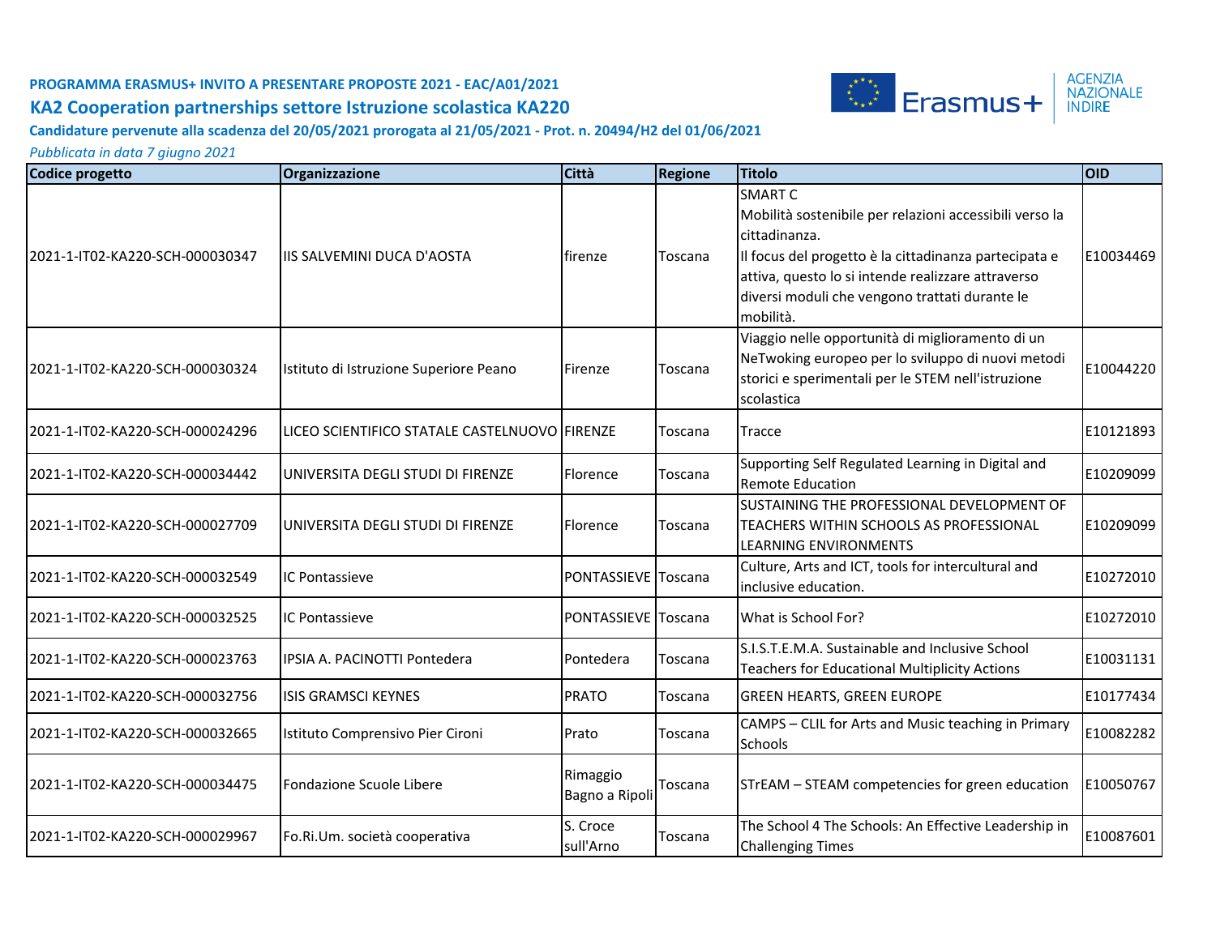**PROGRAMMA ERASMUS+ INVITO A PRESENTARE PROPOSTE 2021 - EAC/A01/2021**

## KA2 Cooperation partnerships settore Istruzione scolastica KA220

**Candidature pervenute alla scadenza del 20/05/2021 prorogata al 21/05/2021 - Prot. n. 20494/H2 del 01/06/2021**

*Pubblicata in data 7 giugno 2021*

| Codice progetto | Organizzazione | Città | Regione | Titolo | OID |
|---|---|---|---|---|---|
| 2021-1-IT02-KA220-SCH-000030347 | IIS SALVEMINI DUCA D'AOSTA | firenze | Toscana | SMART C<br>Mobilità sostenibile per relazioni accessibili verso la cittadinanza.<br>Il focus del progetto è la cittadinanza partecipata e attiva, questo lo si intende realizzare attraverso diversi moduli che vengono trattati durante le mobilità. | E10034469 |
| 2021-1-IT02-KA220-SCH-000030324 | Istituto di Istruzione Superiore Peano | Firenze | Toscana | Viaggio nelle opportunità di miglioramento di un NeTwoking europeo per lo sviluppo di nuovi metodi storici e sperimentali per le STEM nell'istruzione scolastica | E10044220 |
| 2021-1-IT02-KA220-SCH-000024296 | LICEO SCIENTIFICO STATALE CASTELNUOVO | FIRENZE | Toscana | Tracce | E10121893 |
| 2021-1-IT02-KA220-SCH-000034442 | UNIVERSITA DEGLI STUDI DI FIRENZE | Florence | Toscana | Supporting Self Regulated Learning in Digital and Remote Education | E10209099 |
| 2021-1-IT02-KA220-SCH-000027709 | UNIVERSITA DEGLI STUDI DI FIRENZE | Florence | Toscana | SUSTAINING THE PROFESSIONAL DEVELOPMENT OF TEACHERS WITHIN SCHOOLS AS PROFESSIONAL LEARNING ENVIRONMENTS | E10209099 |
| 2021-1-IT02-KA220-SCH-000032549 | IC Pontassieve | PONTASSIEVE | Toscana | Culture, Arts and ICT, tools for intercultural and inclusive education. | E10272010 |
| 2021-1-IT02-KA220-SCH-000032525 | IC Pontassieve | PONTASSIEVE | Toscana | What is School For? | E10272010 |
| 2021-1-IT02-KA220-SCH-000023763 | IPSIA A. PACINOTTI Pontedera | Pontedera | Toscana | S.I.S.T.E.M.A. Sustainable and Inclusive School Teachers for Educational Multiplicity Actions | E10031131 |
| 2021-1-IT02-KA220-SCH-000032756 | ISIS GRAMSCI KEYNES | PRATO | Toscana | GREEN HEARTS, GREEN EUROPE | E10177434 |
| 2021-1-IT02-KA220-SCH-000032665 | Istituto Comprensivo Pier Cironi | Prato | Toscana | CAMPS – CLIL for Arts and Music teaching in Primary Schools | E10082282 |
| 2021-1-IT02-KA220-SCH-000034475 | Fondazione Scuole Libere | Rimaggio Bagno a Ripoli | Toscana | STrEAM – STEAM competencies for green education | E10050767 |
| 2021-1-IT02-KA220-SCH-000029967 | Fo.Ri.Um. società cooperativa | S. Croce sull'Arno | Toscana | The School 4 The Schools: An Effective Leadership in Challenging Times | E10087601 |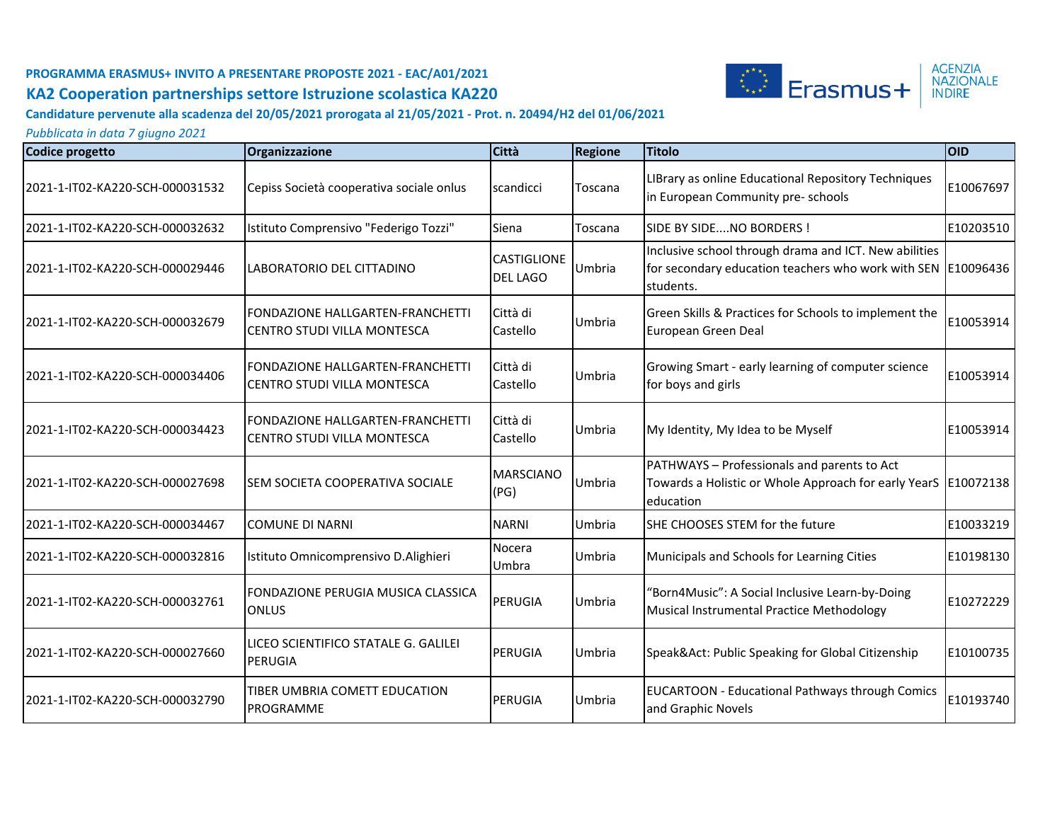**PROGRAMMA ERASMUS+ INVITO A PRESENTARE PROPOSTE 2021 - EAC/A01/2021**

## KA2 Cooperation partnerships settore Istruzione scolastica KA220

**Candidature pervenute alla scadenza del 20/05/2021 prorogata al 21/05/2021 - Prot. n. 20494/H2 del 01/06/2021**

*Pubblicata in data 7 giugno 2021*

| Codice progetto | Organizzazione | Città | Regione | Titolo | OID |
|---|---|---|---|---|---|
| 2021-1-IT02-KA220-SCH-000031532 | Cepiss Società cooperativa sociale onlus | scandicci | Toscana | LIBrary as online Educational Repository Techniques in European Community pre- schools | E10067697 |
| 2021-1-IT02-KA220-SCH-000032632 | Istituto Comprensivo "Federigo Tozzi" | Siena | Toscana | SIDE BY SIDE....NO BORDERS ! | E10203510 |
| 2021-1-IT02-KA220-SCH-000029446 | LABORATORIO DEL CITTADINO | CASTIGLIONE DEL LAGO | Umbria | Inclusive school through drama and ICT. New abilities for secondary education teachers who work with SEN students. | E10096436 |
| 2021-1-IT02-KA220-SCH-000032679 | FONDAZIONE HALLGARTEN-FRANCHETTI CENTRO STUDI VILLA MONTESCA | Città di Castello | Umbria | Green Skills & Practices for Schools to implement the European Green Deal | E10053914 |
| 2021-1-IT02-KA220-SCH-000034406 | FONDAZIONE HALLGARTEN-FRANCHETTI CENTRO STUDI VILLA MONTESCA | Città di Castello | Umbria | Growing Smart - early learning of computer science for boys and girls | E10053914 |
| 2021-1-IT02-KA220-SCH-000034423 | FONDAZIONE HALLGARTEN-FRANCHETTI CENTRO STUDI VILLA MONTESCA | Città di Castello | Umbria | My Identity, My Idea to be Myself | E10053914 |
| 2021-1-IT02-KA220-SCH-000027698 | SEM SOCIETA COOPERATIVA SOCIALE | MARSCIANO (PG) | Umbria | PATHWAYS – Professionals and parents to Act Towards a Holistic or Whole Approach for early YearS education | E10072138 |
| 2021-1-IT02-KA220-SCH-000034467 | COMUNE DI NARNI | NARNI | Umbria | SHE CHOOSES STEM for the future | E10033219 |
| 2021-1-IT02-KA220-SCH-000032816 | Istituto Omnicomprensivo D.Alighieri | Nocera Umbra | Umbria | Municipals and Schools for Learning Cities | E10198130 |
| 2021-1-IT02-KA220-SCH-000032761 | FONDAZIONE PERUGIA MUSICA CLASSICA ONLUS | PERUGIA | Umbria | “Born4Music”: A Social Inclusive Learn-by-Doing Musical Instrumental Practice Methodology | E10272229 |
| 2021-1-IT02-KA220-SCH-000027660 | LICEO SCIENTIFICO STATALE G. GALILEI PERUGIA | PERUGIA | Umbria | Speak&Act: Public Speaking for Global Citizenship | E10100735 |
| 2021-1-IT02-KA220-SCH-000032790 | TIBER UMBRIA COMETT EDUCATION PROGRAMME | PERUGIA | Umbria | EUCARTOON - Educational Pathways through Comics and Graphic Novels | E10193740 |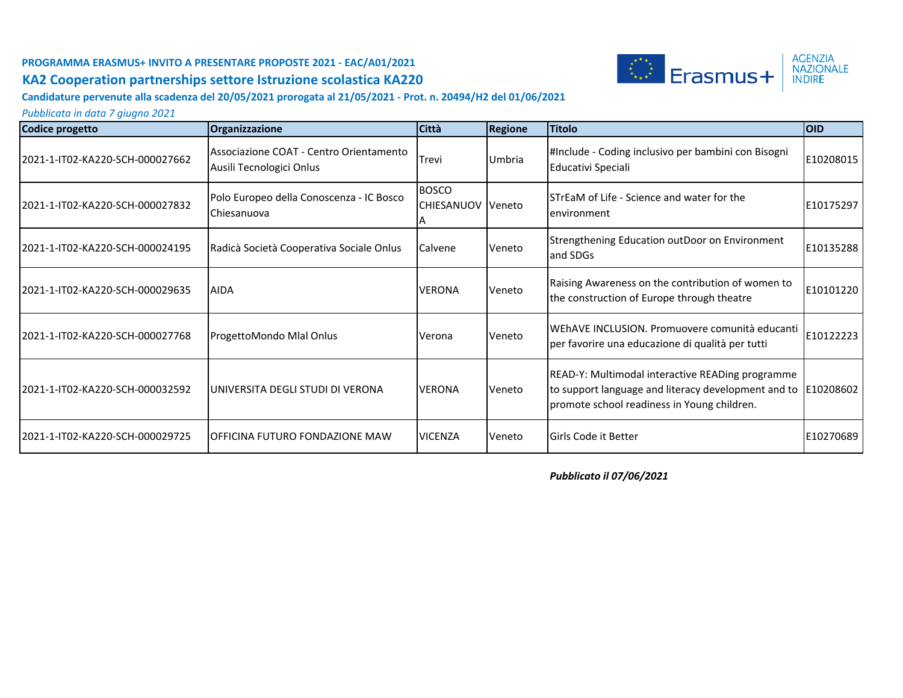**PROGRAMMA ERASMUS+ INVITO A PRESENTARE PROPOSTE 2021 - EAC/A01/2021**

## KA2 Cooperation partnerships settore Istruzione scolastica KA220

**Candidature pervenute alla scadenza del 20/05/2021 prorogata al 21/05/2021 - Prot. n. 20494/H2 del 01/06/2021**

*Pubblicata in data 7 giugno 2021*

| Codice progetto | Organizzazione | Città | Regione | Titolo | OID |
|---|---|---|---|---|---|
| 2021-1-IT02-KA220-SCH-000027662 | Associazione COAT - Centro Orientamento Ausili Tecnologici Onlus | Trevi | Umbria | #Include - Coding inclusivo per bambini con Bisogni Educativi Speciali | E10208015 |
| 2021-1-IT02-KA220-SCH-000027832 | Polo Europeo della Conoscenza - IC Bosco Chiesanuova | BOSCO CHIESANUOVA | Veneto | STrEaM of Life - Science and water for the environment | E10175297 |
| 2021-1-IT02-KA220-SCH-000024195 | Radicà Società Cooperativa Sociale Onlus | Calvene | Veneto | Strengthening Education outDoor on Environment and SDGs | E10135288 |
| 2021-1-IT02-KA220-SCH-000029635 | AIDA | VERONA | Veneto | Raising Awareness on the contribution of women to the construction of Europe through theatre | E10101220 |
| 2021-1-IT02-KA220-SCH-000027768 | ProgettoMondo Mlal Onlus | Verona | Veneto | WEhAVE INCLUSION. Promuovere comunità educanti per favorire una educazione di qualità per tutti | E10122223 |
| 2021-1-IT02-KA220-SCH-000032592 | UNIVERSITA DEGLI STUDI DI VERONA | VERONA | Veneto | READ-Y: Multimodal interactive READing programme to support language and literacy development and to promote school readiness in Young children. | E10208602 |
| 2021-1-IT02-KA220-SCH-000029725 | OFFICINA FUTURO FONDAZIONE MAW | VICENZA | Veneto | Girls Code it Better | E10270689 |

***Pubblicato il 07/06/2021***